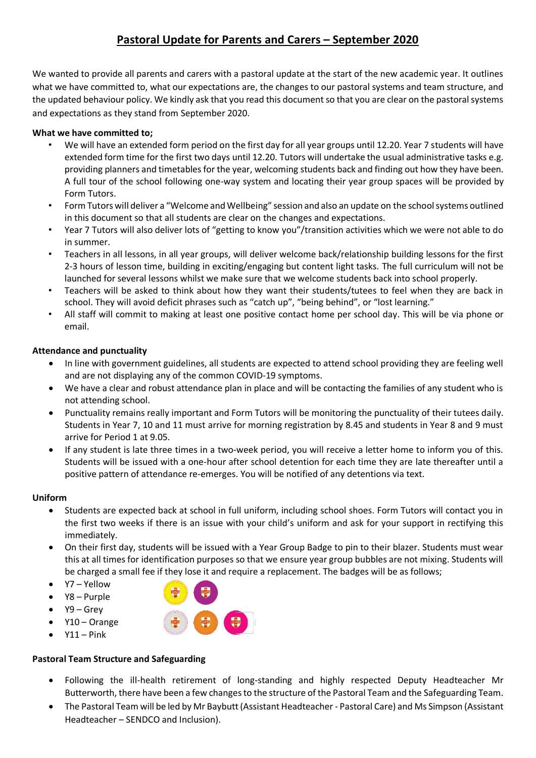# Pastoral Update for Parents and Carers – September 2020

We wanted to provide all parents and carers with a pastoral update at the start of the new academic year. It outlines what we have committed to, what our expectations are, the changes to our pastoral systems and team structure, and the updated behaviour policy. We kindly ask that you read this document so that you are clear on the pastoral systems and expectations as they stand from September 2020.

**What we have committed to;**

- We will have an extended form period on the first day for all year groups until 12.20. Year 7 students will have extended form time for the first two days until 12.20. Tutors will undertake the usual administrative tasks e.g. providing planners and timetables for the year, welcoming students back and finding out how they have been. A full tour of the school following one-way system and locating their year group spaces will be provided by Form Tutors.
- Form Tutors will deliver a "Welcome and Wellbeing" session and also an update on the school systems outlined in this document so that all students are clear on the changes and expectations.
- Year 7 Tutors will also deliver lots of "getting to know you"/transition activities which we were not able to do in summer.
- Teachers in all lessons, in all year groups, will deliver welcome back/relationship building lessons for the first 2-3 hours of lesson time, building in exciting/engaging but content light tasks. The full curriculum will not be launched for several lessons whilst we make sure that we welcome students back into school properly.
- Teachers will be asked to think about how they want their students/tutees to feel when they are back in school. They will avoid deficit phrases such as "catch up", "being behind", or "lost learning."
- All staff will commit to making at least one positive contact home per school day. This will be via phone or email.

**Attendance and punctuality**

- In line with government guidelines, all students are expected to attend school providing they are feeling well and are not displaying any of the common COVID-19 symptoms.
- We have a clear and robust attendance plan in place and will be contacting the families of any student who is not attending school.
- Punctuality remains really important and Form Tutors will be monitoring the punctuality of their tutees daily. Students in Year 7, 10 and 11 must arrive for morning registration by 8.45 and students in Year 8 and 9 must arrive for Period 1 at 9.05.
- If any student is late three times in a two-week period, you will receive a letter home to inform you of this. Students will be issued with a one-hour after school detention for each time they are late thereafter until a positive pattern of attendance re-emerges. You will be notified of any detentions via text.

**Uniform**

- Students are expected back at school in full uniform, including school shoes. Form Tutors will contact you in the first two weeks if there is an issue with your child's uniform and ask for your support in rectifying this immediately.
- On their first day, students will be issued with a Year Group Badge to pin to their blazer. Students must wear this at all times for identification purposes so that we ensure year group bubbles are not mixing. Students will be charged a small fee if they lose it and require a replacement. The badges will be as follows;
- Y7 – Yellow
- Y8 – Purple
- Y9 – Grey
- Y10 – Orange
- Y11 – Pink

**Pastoral Team Structure and Safeguarding**

- Following the ill-health retirement of long-standing and highly respected Deputy Headteacher Mr Butterworth, there have been a few changes to the structure of the Pastoral Team and the Safeguarding Team.
- The Pastoral Team will be led by Mr Baybutt (Assistant Headteacher - Pastoral Care) and Ms Simpson (Assistant Headteacher – SENDCO and Inclusion).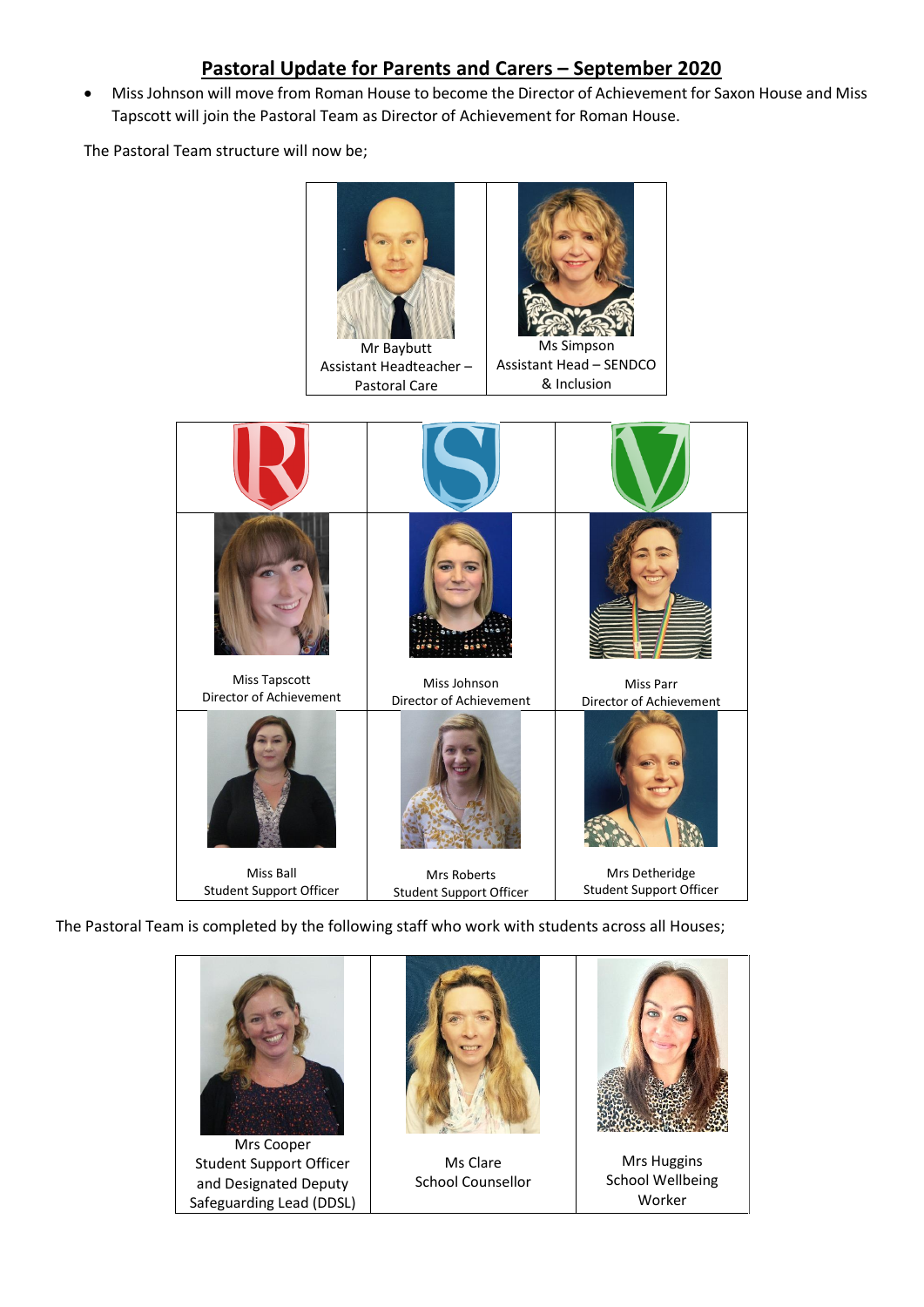# Pastoral Update for Parents and Carers – September 2020

- Miss Johnson will move from Roman House to become the Director of Achievement for Saxon House and Miss Tapscott will join the Pastoral Team as Director of Achievement for Roman House.

The Pastoral Team structure will now be;

| Mr Baybutt<br>Assistant Headteacher – Pastoral Care | Ms Simpson<br>Assistant Head – SENDCO & Inclusion |
|---|---|

| R | S | V |
|---|---|---|
| Miss Tapscott<br>Director of Achievement | Miss Johnson<br>Director of Achievement | Miss Parr<br>Director of Achievement |
| Miss Ball<br>Student Support Officer | Mrs Roberts<br>Student Support Officer | Mrs Detheridge<br>Student Support Officer |

The Pastoral Team is completed by the following staff who work with students across all Houses;

| Mrs Cooper<br>Student Support Officer and Designated Deputy Safeguarding Lead (DDSL) | Ms Clare<br>School Counsellor | Mrs Huggins<br>School Wellbeing Worker |
|---|---|---|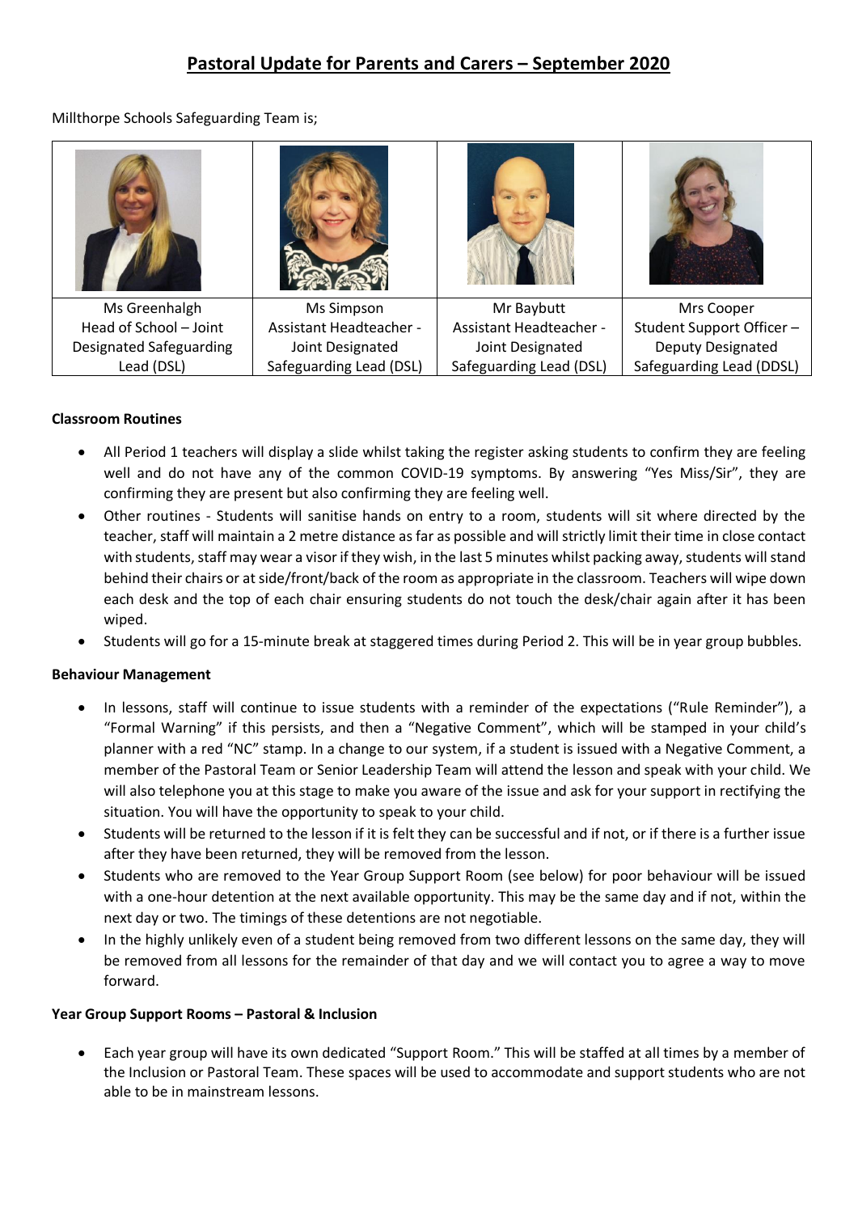# Pastoral Update for Parents and Carers – September 2020

Millthorpe Schools Safeguarding Team is;

| Ms Greenhalgh<br>Head of School – Joint Designated Safeguarding Lead (DSL) | Ms Simpson<br>Assistant Headteacher - Joint Designated Safeguarding Lead (DSL) | Mr Baybutt<br>Assistant Headteacher - Joint Designated Safeguarding Lead (DSL) | Mrs Cooper<br>Student Support Officer – Deputy Designated Safeguarding Lead (DDSL) |
|---|---|---|---|

**Classroom Routines**

- All Period 1 teachers will display a slide whilst taking the register asking students to confirm they are feeling well and do not have any of the common COVID-19 symptoms. By answering "Yes Miss/Sir", they are confirming they are present but also confirming they are feeling well.
- Other routines - Students will sanitise hands on entry to a room, students will sit where directed by the teacher, staff will maintain a 2 metre distance as far as possible and will strictly limit their time in close contact with students, staff may wear a visor if they wish, in the last 5 minutes whilst packing away, students will stand behind their chairs or at side/front/back of the room as appropriate in the classroom. Teachers will wipe down each desk and the top of each chair ensuring students do not touch the desk/chair again after it has been wiped.
- Students will go for a 15-minute break at staggered times during Period 2. This will be in year group bubbles.

**Behaviour Management**

- In lessons, staff will continue to issue students with a reminder of the expectations ("Rule Reminder"), a "Formal Warning" if this persists, and then a "Negative Comment", which will be stamped in your child's planner with a red "NC" stamp. In a change to our system, if a student is issued with a Negative Comment, a member of the Pastoral Team or Senior Leadership Team will attend the lesson and speak with your child. We will also telephone you at this stage to make you aware of the issue and ask for your support in rectifying the situation. You will have the opportunity to speak to your child.
- Students will be returned to the lesson if it is felt they can be successful and if not, or if there is a further issue after they have been returned, they will be removed from the lesson.
- Students who are removed to the Year Group Support Room (see below) for poor behaviour will be issued with a one-hour detention at the next available opportunity. This may be the same day and if not, within the next day or two. The timings of these detentions are not negotiable.
- In the highly unlikely even of a student being removed from two different lessons on the same day, they will be removed from all lessons for the remainder of that day and we will contact you to agree a way to move forward.

**Year Group Support Rooms – Pastoral & Inclusion**

- Each year group will have its own dedicated "Support Room." This will be staffed at all times by a member of the Inclusion or Pastoral Team. These spaces will be used to accommodate and support students who are not able to be in mainstream lessons.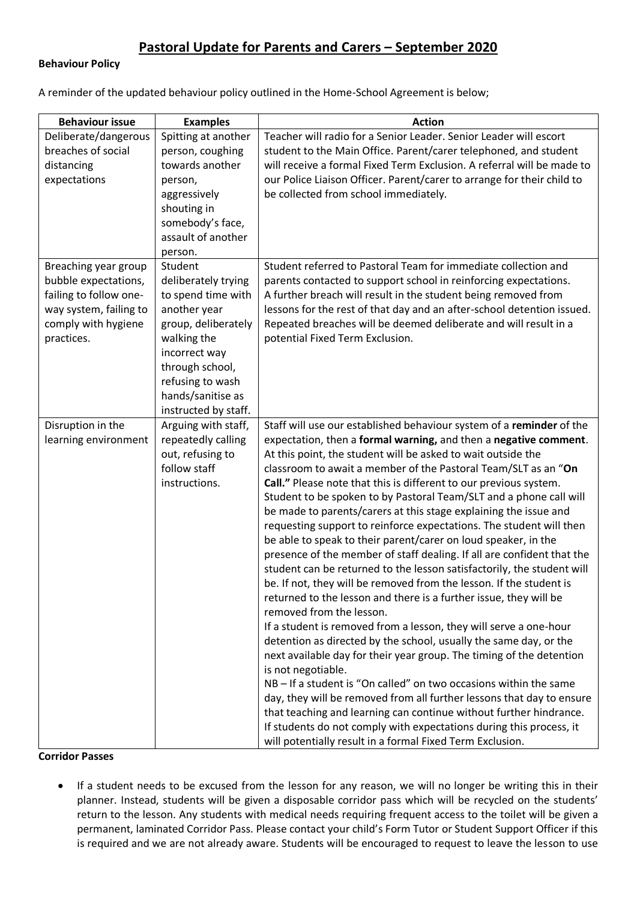# Pastoral Update for Parents and Carers – September 2020

**Behaviour Policy**

A reminder of the updated behaviour policy outlined in the Home-School Agreement is below;

| Behaviour issue | Examples | Action |
|---|---|---|
| Deliberate/dangerous breaches of social distancing expectations | Spitting at another person, coughing towards another person, aggressively shouting in somebody's face, assault of another person. | Teacher will radio for a Senior Leader. Senior Leader will escort student to the Main Office. Parent/carer telephoned, and student will receive a formal Fixed Term Exclusion. A referral will be made to our Police Liaison Officer. Parent/carer to arrange for their child to be collected from school immediately. |
| Breaching year group bubble expectations, failing to follow one-way system, failing to comply with hygiene practices. | Student deliberately trying to spend time with another year group, deliberately walking the incorrect way through school, refusing to wash hands/sanitise as instructed by staff. | Student referred to Pastoral Team for immediate collection and parents contacted to support school in reinforcing expectations. A further breach will result in the student being removed from lessons for the rest of that day and an after-school detention issued. Repeated breaches will be deemed deliberate and will result in a potential Fixed Term Exclusion. |
| Disruption in the learning environment | Arguing with staff, repeatedly calling out, refusing to follow staff instructions. | Staff will use our established behaviour system of a **reminder** of the expectation, then a **formal warning,** and then a **negative comment**. At this point, the student will be asked to wait outside the classroom to await a member of the Pastoral Team/SLT as an "**On Call.**" Please note that this is different to our previous system. Student to be spoken to by Pastoral Team/SLT and a phone call will be made to parents/carers at this stage explaining the issue and requesting support to reinforce expectations. The student will then be able to speak to their parent/carer on loud speaker, in the presence of the member of staff dealing. If all are confident that the student can be returned to the lesson satisfactorily, the student will be. If not, they will be removed from the lesson. If the student is returned to the lesson and there is a further issue, they will be removed from the lesson.<br>If a student is removed from a lesson, they will serve a one-hour detention as directed by the school, usually the same day, or the next available day for their year group. The timing of the detention is not negotiable.<br>NB – If a student is "On called" on two occasions within the same day, they will be removed from all further lessons that day to ensure that teaching and learning can continue without further hindrance. If students do not comply with expectations during this process, it will potentially result in a formal Fixed Term Exclusion. |

**Corridor Passes**

- If a student needs to be excused from the lesson for any reason, we will no longer be writing this in their planner. Instead, students will be given a disposable corridor pass which will be recycled on the students' return to the lesson. Any students with medical needs requiring frequent access to the toilet will be given a permanent, laminated Corridor Pass. Please contact your child's Form Tutor or Student Support Officer if this is required and we are not already aware. Students will be encouraged to request to leave the lesson to use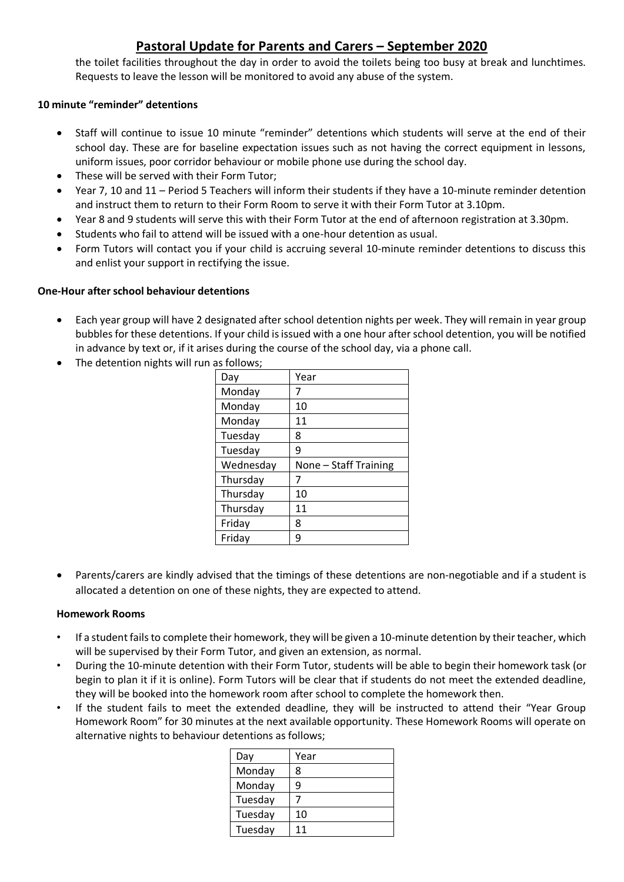the toilet facilities throughout the day in order to avoid the toilets being too busy at break and lunchtimes. Requests to leave the lesson will be monitored to avoid any abuse of the system.

**10 minute "reminder" detentions**

- Staff will continue to issue 10 minute "reminder" detentions which students will serve at the end of their school day. These are for baseline expectation issues such as not having the correct equipment in lessons, uniform issues, poor corridor behaviour or mobile phone use during the school day.
- These will be served with their Form Tutor;
- Year 7, 10 and 11 – Period 5 Teachers will inform their students if they have a 10-minute reminder detention and instruct them to return to their Form Room to serve it with their Form Tutor at 3.10pm.
- Year 8 and 9 students will serve this with their Form Tutor at the end of afternoon registration at 3.30pm.
- Students who fail to attend will be issued with a one-hour detention as usual.
- Form Tutors will contact you if your child is accruing several 10-minute reminder detentions to discuss this and enlist your support in rectifying the issue.

**One-Hour after school behaviour detentions**

- Each year group will have 2 designated after school detention nights per week. They will remain in year group bubbles for these detentions. If your child is issued with a one hour after school detention, you will be notified in advance by text or, if it arises during the course of the school day, via a phone call.
- The detention nights will run as follows;

| Day | Year |
|---|---|
| Monday | 7 |
| Monday | 10 |
| Monday | 11 |
| Tuesday | 8 |
| Tuesday | 9 |
| Wednesday | None – Staff Training |
| Thursday | 7 |
| Thursday | 10 |
| Thursday | 11 |
| Friday | 8 |
| Friday | 9 |

- Parents/carers are kindly advised that the timings of these detentions are non-negotiable and if a student is allocated a detention on one of these nights, they are expected to attend.

**Homework Rooms**

- If a student fails to complete their homework, they will be given a 10-minute detention by their teacher, which will be supervised by their Form Tutor, and given an extension, as normal.
- During the 10-minute detention with their Form Tutor, students will be able to begin their homework task (or begin to plan it if it is online). Form Tutors will be clear that if students do not meet the extended deadline, they will be booked into the homework room after school to complete the homework then.
- If the student fails to meet the extended deadline, they will be instructed to attend their "Year Group Homework Room" for 30 minutes at the next available opportunity. These Homework Rooms will operate on alternative nights to behaviour detentions as follows;

| Day | Year |
|---|---|
| Monday | 8 |
| Monday | 9 |
| Tuesday | 7 |
| Tuesday | 10 |
| Tuesday | 11 |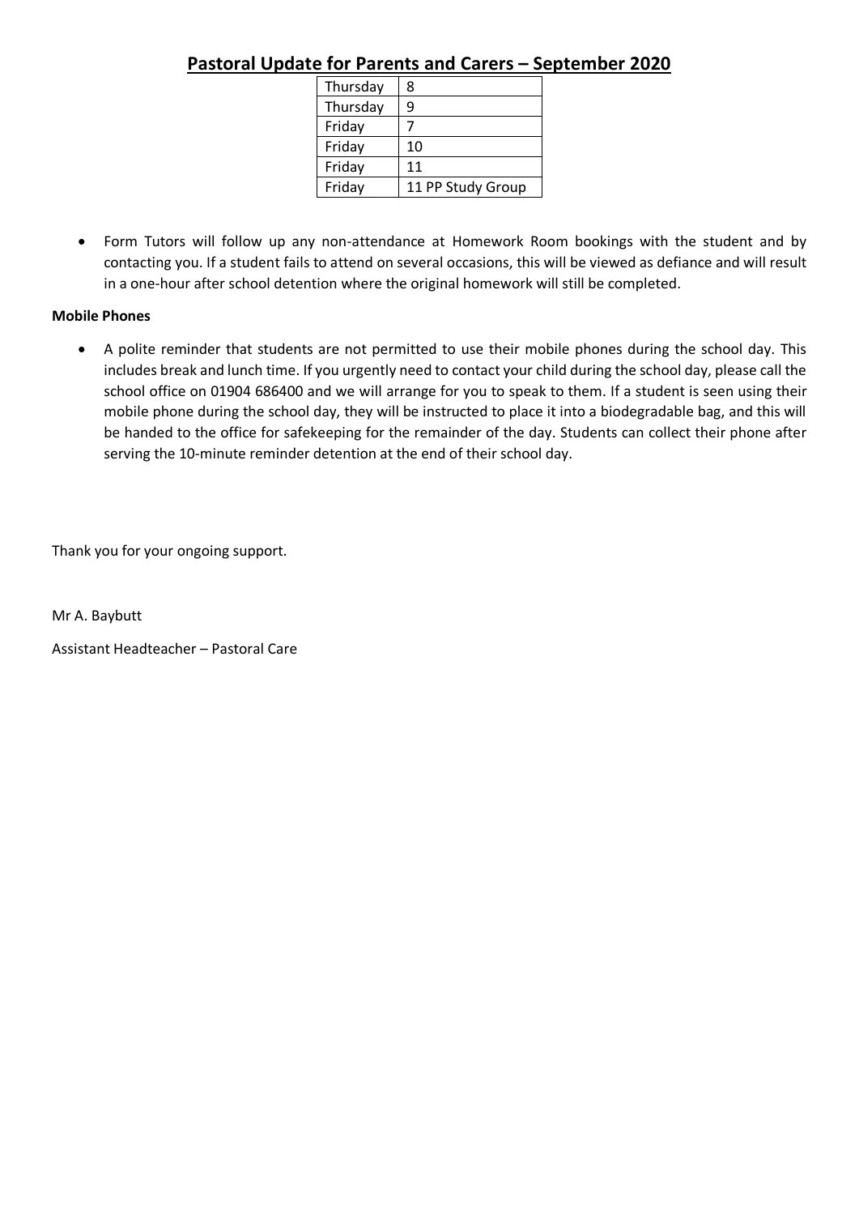## Pastoral Update for Parents and Carers – September 2020

| | |
|---|---|
| Thursday | 8 |
| Thursday | 9 |
| Friday | 7 |
| Friday | 10 |
| Friday | 11 |
| Friday | 11 PP Study Group |

- Form Tutors will follow up any non-attendance at Homework Room bookings with the student and by contacting you. If a student fails to attend on several occasions, this will be viewed as defiance and will result in a one-hour after school detention where the original homework will still be completed.

**Mobile Phones**

- A polite reminder that students are not permitted to use their mobile phones during the school day. This includes break and lunch time. If you urgently need to contact your child during the school day, please call the school office on 01904 686400 and we will arrange for you to speak to them. If a student is seen using their mobile phone during the school day, they will be instructed to place it into a biodegradable bag, and this will be handed to the office for safekeeping for the remainder of the day. Students can collect their phone after serving the 10-minute reminder detention at the end of their school day.

Thank you for your ongoing support.

Mr A. Baybutt

Assistant Headteacher – Pastoral Care